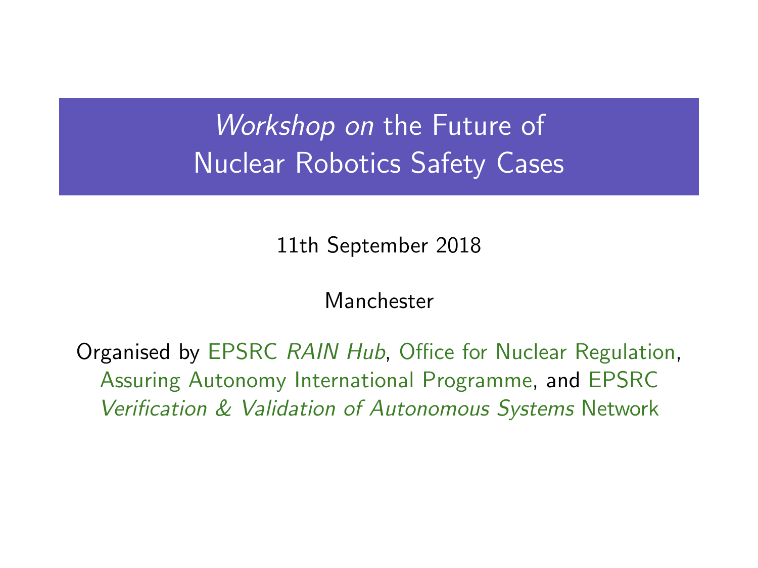# *Workshop on* the Future of Nuclear Robotics Safety Cases

11th September 2018

Manchester

Organised by EPSRC *RAIN Hub*, Office for Nuclear Regulation, Assuring Autonomy International Programme, and EPSRC *Verification & Validation of Autonomous Systems* Network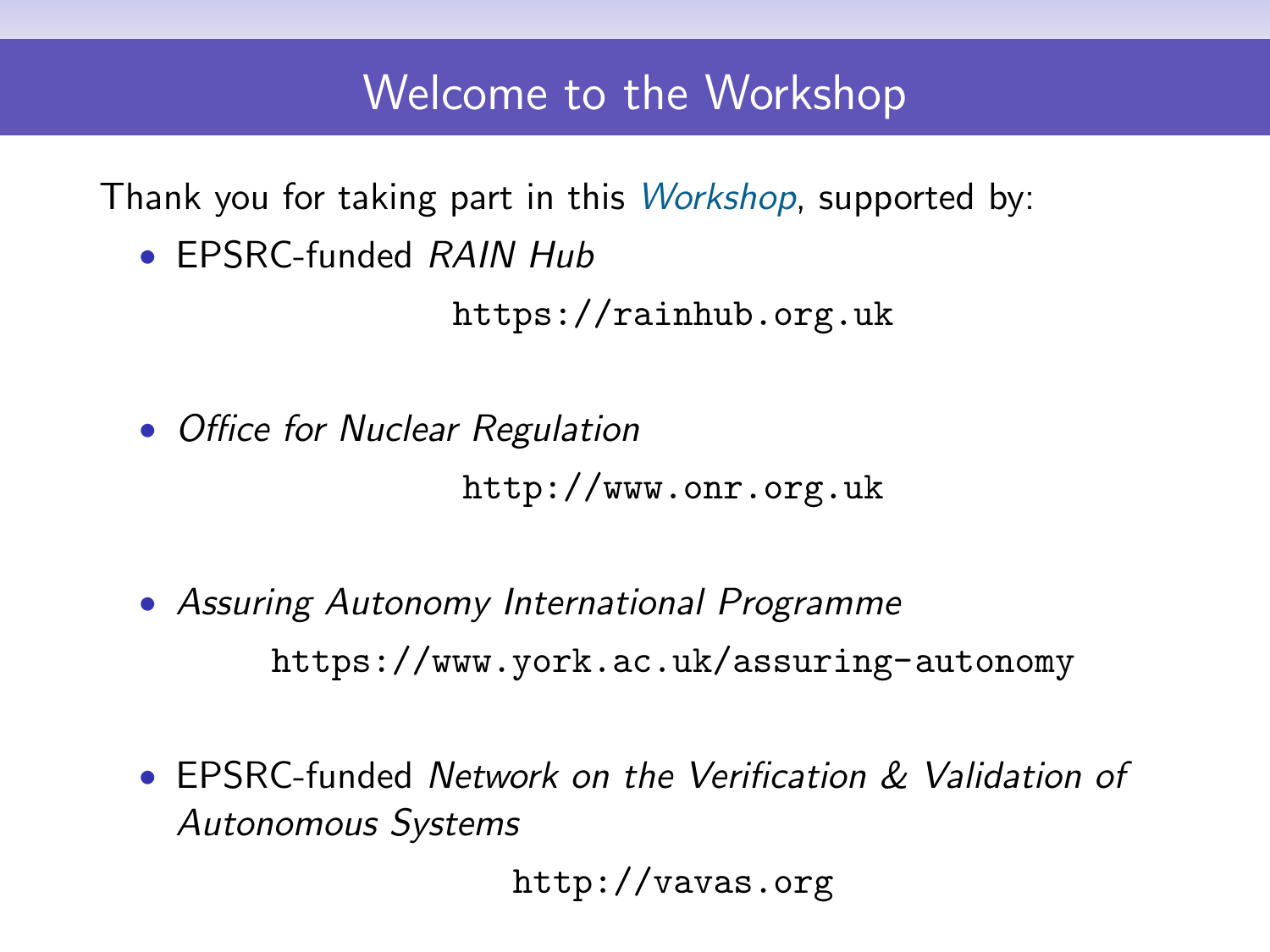# Welcome to the Workshop

Thank you for taking part in this *Workshop*, supported by:

- EPSRC-funded *RAIN Hub*

  `https://rainhub.org.uk`

- *Office for Nuclear Regulation*

  `http://www.onr.org.uk`

- *Assuring Autonomy International Programme*

  `https://www.york.ac.uk/assuring-autonomy`

- EPSRC-funded *Network on the Verification & Validation of Autonomous Systems*

  `http://vavas.org`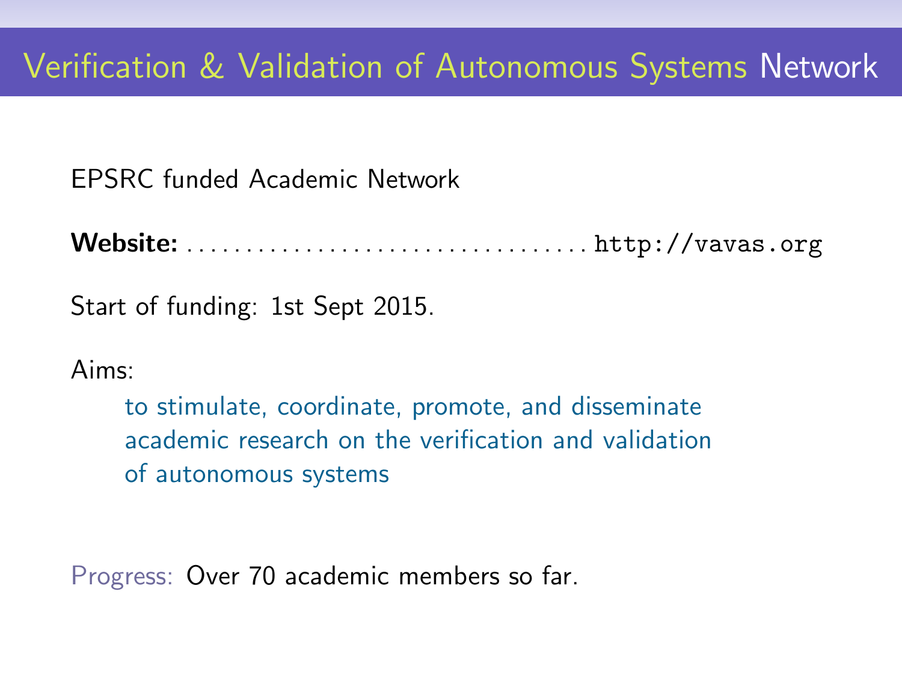# Verification & Validation of Autonomous Systems Network

EPSRC funded Academic Network

**Website:** ................................. http://vavas.org

Start of funding: 1st Sept 2015.

Aims:

> to stimulate, coordinate, promote, and disseminate academic research on the verification and validation of autonomous systems

Progress: Over 70 academic members so far.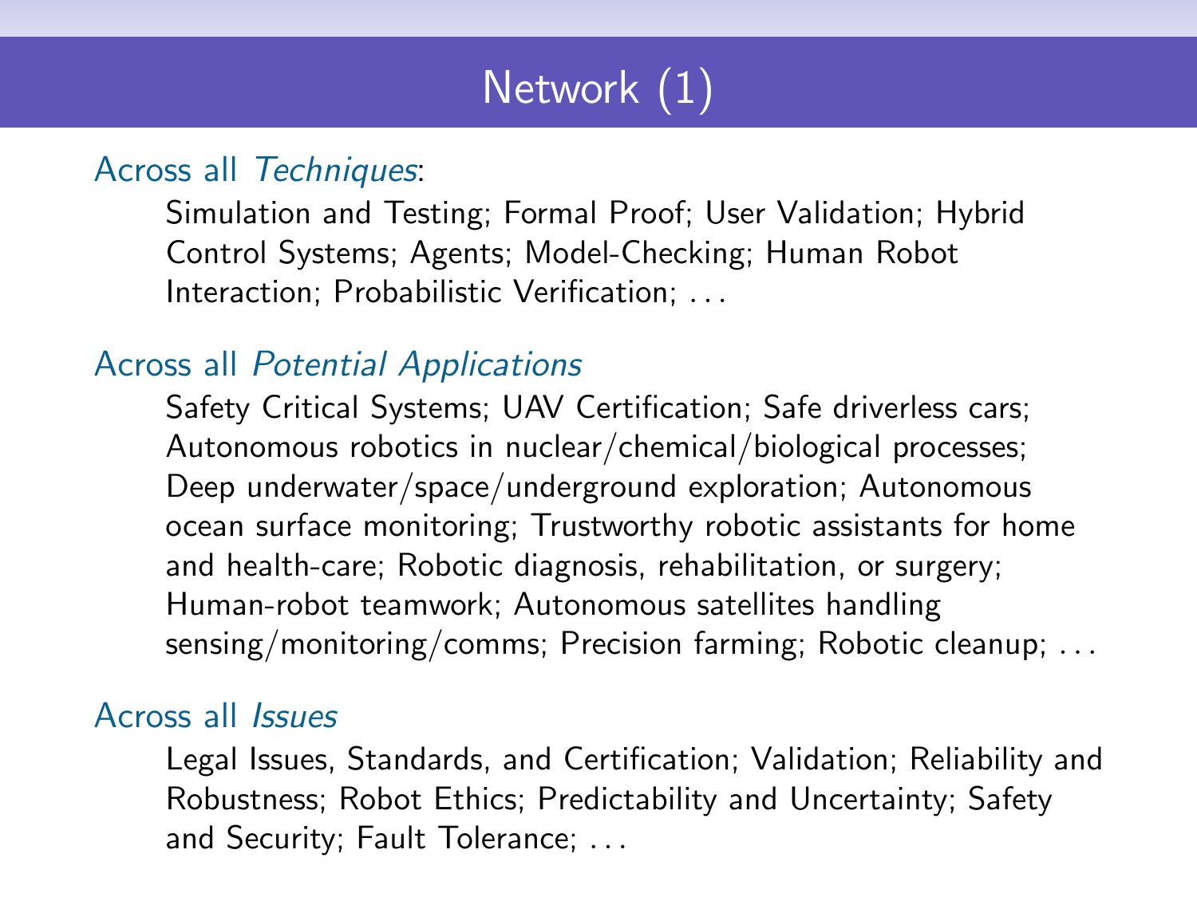# Network (1)

Across all *Techniques*:

Simulation and Testing; Formal Proof; User Validation; Hybrid Control Systems; Agents; Model-Checking; Human Robot Interaction; Probabilistic Verification; . . .

Across all *Potential Applications*

Safety Critical Systems; UAV Certification; Safe driverless cars; Autonomous robotics in nuclear/chemical/biological processes; Deep underwater/space/underground exploration; Autonomous ocean surface monitoring; Trustworthy robotic assistants for home and health-care; Robotic diagnosis, rehabilitation, or surgery; Human-robot teamwork; Autonomous satellites handling sensing/monitoring/comms; Precision farming; Robotic cleanup; . . .

Across all *Issues*

Legal Issues, Standards, and Certification; Validation; Reliability and Robustness; Robot Ethics; Predictability and Uncertainty; Safety and Security; Fault Tolerance; . . .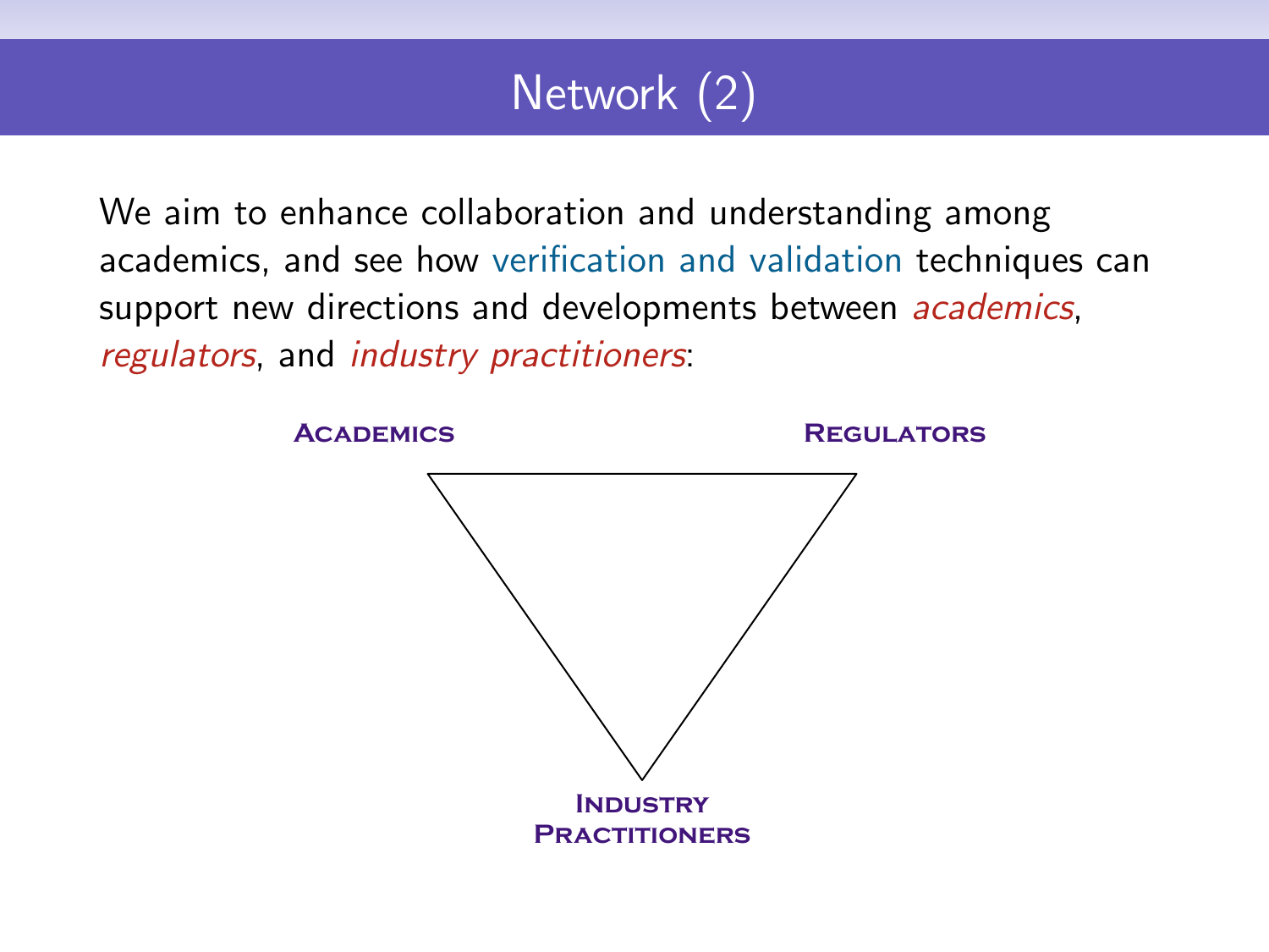# Network (2)

We aim to enhance collaboration and understanding among academics, and see how verification and validation techniques can support new directions and developments between *academics*, *regulators*, and *industry practitioners*:

**Academics** **Regulators**

**Industry Practitioners**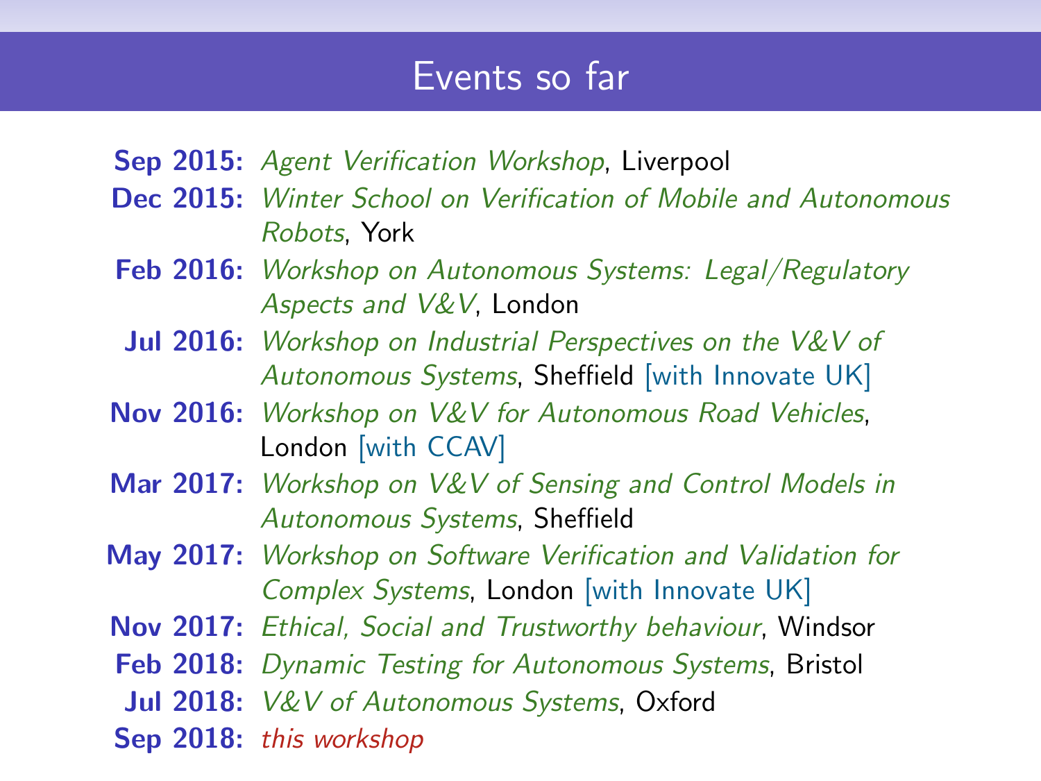# Events so far

- **Sep 2015:** *Agent Verification Workshop*, Liverpool
- **Dec 2015:** *Winter School on Verification of Mobile and Autonomous Robots*, York
- **Feb 2016:** *Workshop on Autonomous Systems: Legal/Regulatory Aspects and V&V*, London
- **Jul 2016:** *Workshop on Industrial Perspectives on the V&V of Autonomous Systems*, Sheffield [with Innovate UK]
- **Nov 2016:** *Workshop on V&V for Autonomous Road Vehicles*, London [with CCAV]
- **Mar 2017:** *Workshop on V&V of Sensing and Control Models in Autonomous Systems*, Sheffield
- **May 2017:** *Workshop on Software Verification and Validation for Complex Systems*, London [with Innovate UK]
- **Nov 2017:** *Ethical, Social and Trustworthy behaviour*, Windsor
- **Feb 2018:** *Dynamic Testing for Autonomous Systems*, Bristol
- **Jul 2018:** *V&V of Autonomous Systems*, Oxford
- **Sep 2018:** *this workshop*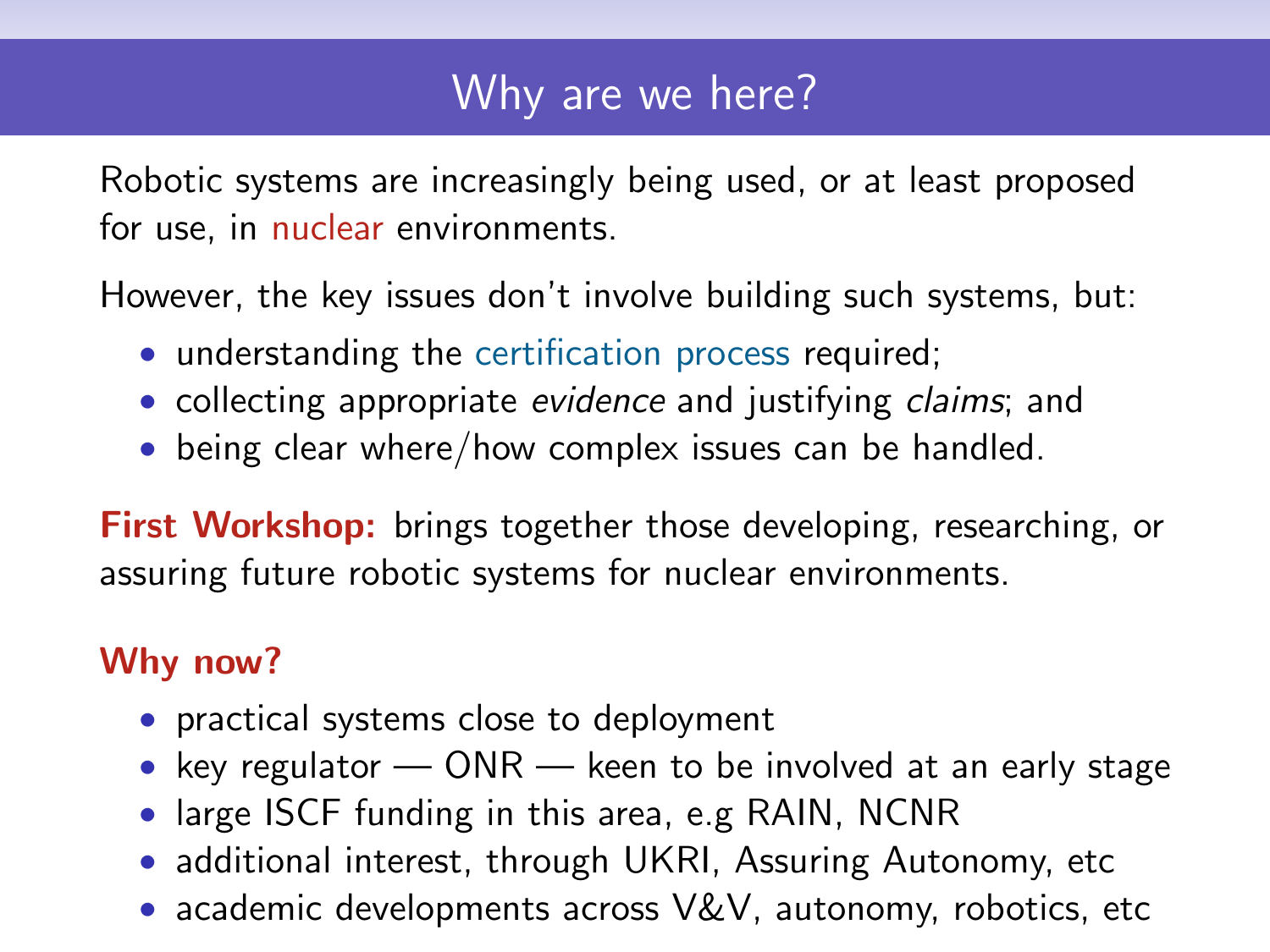# Why are we here?

Robotic systems are increasingly being used, or at least proposed for use, in nuclear environments.

However, the key issues don't involve building such systems, but:

- understanding the certification process required;
- collecting appropriate *evidence* and justifying *claims*; and
- being clear where/how complex issues can be handled.

**First Workshop:** brings together those developing, researching, or assuring future robotic systems for nuclear environments.

**Why now?**

- practical systems close to deployment
- key regulator — ONR — keen to be involved at an early stage
- large ISCF funding in this area, e.g RAIN, NCNR
- additional interest, through UKRI, Assuring Autonomy, etc
- academic developments across V&V, autonomy, robotics, etc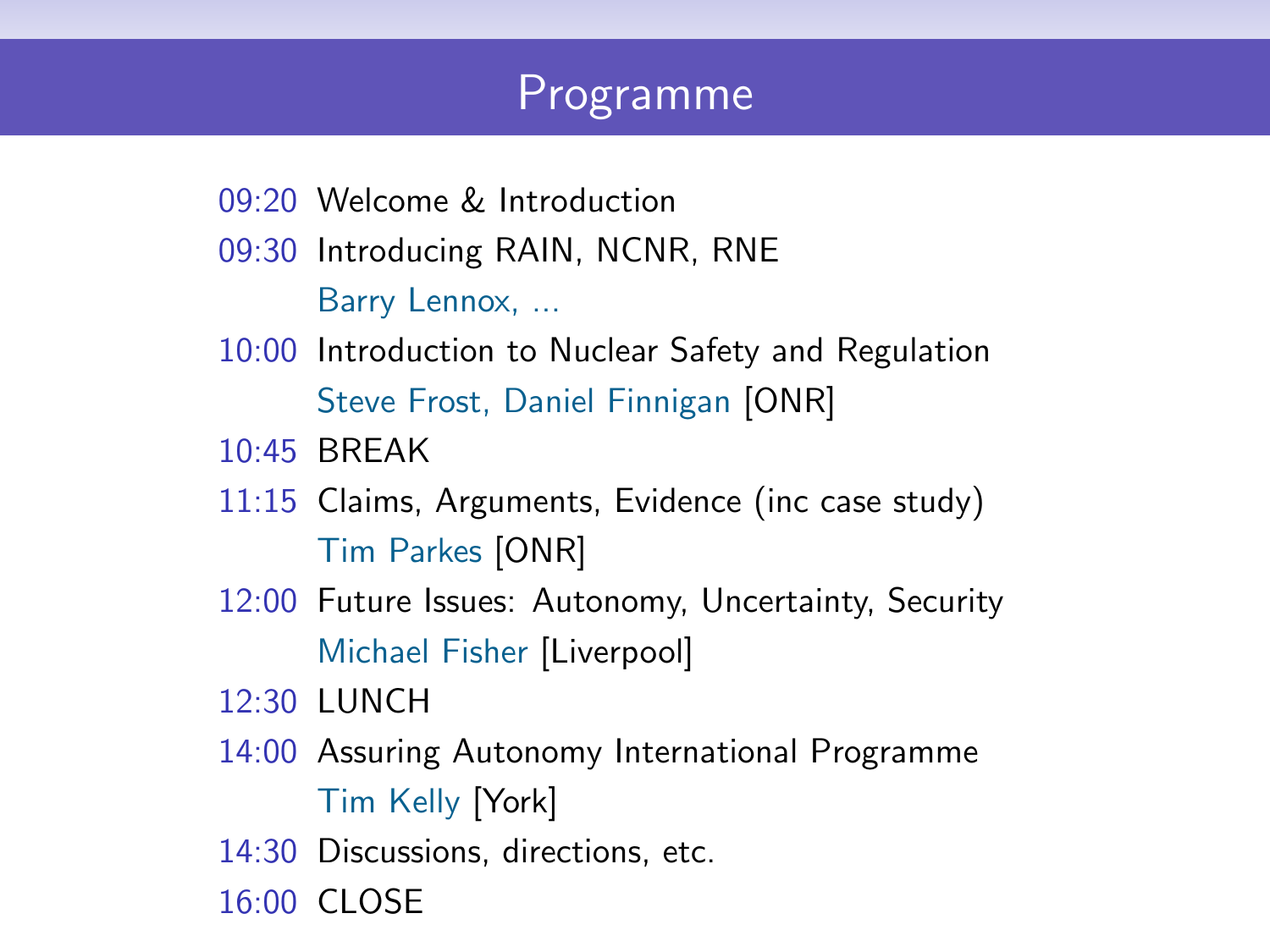# Programme

- 09:20 Welcome & Introduction
- 09:30 Introducing RAIN, NCNR, RNE
  Barry Lennox, ...
- 10:00 Introduction to Nuclear Safety and Regulation
  Steve Frost, Daniel Finnigan [ONR]
- 10:45 BREAK
- 11:15 Claims, Arguments, Evidence (inc case study)
  Tim Parkes [ONR]
- 12:00 Future Issues: Autonomy, Uncertainty, Security
  Michael Fisher [Liverpool]
- 12:30 LUNCH
- 14:00 Assuring Autonomy International Programme
  Tim Kelly [York]
- 14:30 Discussions, directions, etc.
- 16:00 CLOSE